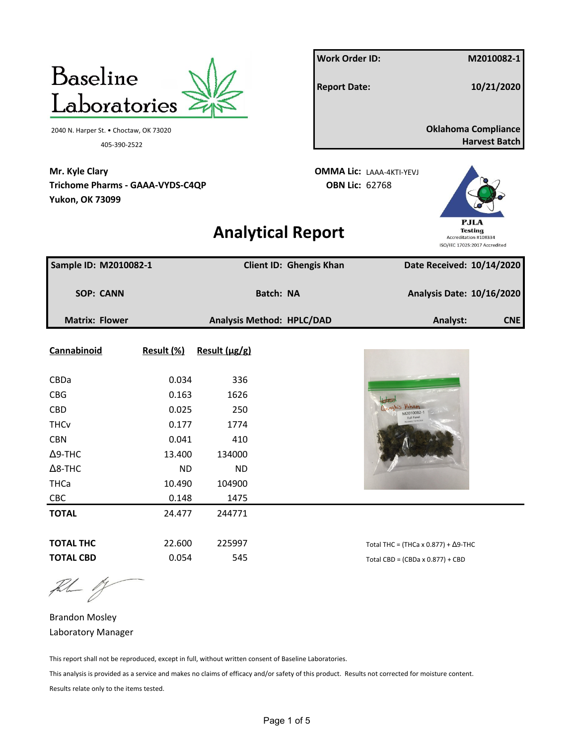Baseline Laboratories

2040 N. Harper St. • Choctaw, OK 73020

405-390-2522

| Work Order ID: | M2010082-1 |
|---|---|
| Report Date: | 10/21/2020 |
| | Oklahoma Compliance Harvest Batch |

**Mr. Kyle Clary**
**Trichome Pharms - GAAA-VYDS-C4QP**
**Yukon, OK 73099**

**OMMA Lic:** LAAA-4KTI-YEVJ
**OBN Lic:** 62768

PJLA Testing Accreditation #108334 ISO/IEC 17025:2017 Accredited

# Analytical Report

| Sample ID: M2010082-1 | Client ID: Ghengis Khan | Date Received: 10/14/2020 |
|---|---|---|
| SOP: CANN | Batch: NA | Analysis Date: 10/16/2020 |
| Matrix: Flower | Analysis Method: HPLC/DAD | Analyst: CNE |

| Cannabinoid | Result (%) | Result (µg/g) |
|---|---|---|
| CBDa | 0.034 | 336 |
| CBG | 0.163 | 1626 |
| CBD | 0.025 | 250 |
| THCv | 0.177 | 1774 |
| CBN | 0.041 | 410 |
| Δ9-THC | 13.400 | 134000 |
| Δ8-THC | ND | ND |
| THCa | 10.490 | 104900 |
| CBC | 0.148 | 1475 |
| **TOTAL** | 24.477 | 244771 |
| | | |
| **TOTAL THC** | 22.600 | 225997 |
| **TOTAL CBD** | 0.054 | 545 |

Total THC = (THCa x 0.877) + Δ9-THC

Total CBD = (CBDa x 0.877) + CBD

Brandon Mosley
Laboratory Manager

This report shall not be reproduced, except in full, without written consent of Baseline Laboratories.

This analysis is provided as a service and makes no claims of efficacy and/or safety of this product. Results not corrected for moisture content.

Results relate only to the items tested.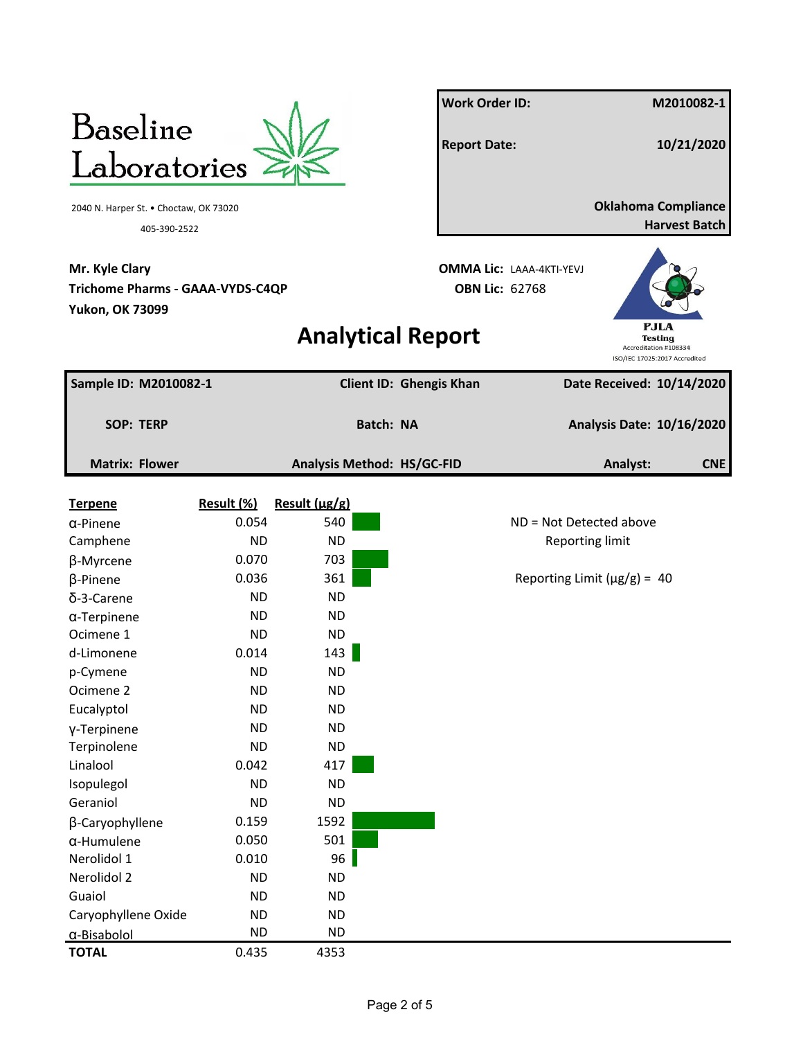**Baseline Laboratories**

2040 N. Harper St. • Choctaw, OK 73020

405-390-2522

| | |
|---|---|
| **Work Order ID:** | **M2010082-1** |
| **Report Date:** | **10/21/2020** |
| | **Oklahoma Compliance Harvest Batch** |

**Mr. Kyle Clary**
**Trichome Pharms - GAAA-VYDS-C4QP**
**Yukon, OK 73099**

**OMMA Lic:** LAAA-4KTI-YEVJ
**OBN Lic:** 62768

PJLA Testing
Accreditation #108334
ISO/IEC 17025:2017 Accredited

# Analytical Report

| | | |
|---|---|---|
| **Sample ID: M2010082-1** | **Client ID: Ghengis Khan** | **Date Received: 10/14/2020** |
| **SOP: TERP** | **Batch: NA** | **Analysis Date: 10/16/2020** |
| **Matrix: Flower** | **Analysis Method: HS/GC-FID** | **Analyst: CNE** |

| Terpene | Result (%) | Result (µg/g) |
|---|---|---|
| α-Pinene | 0.054 | 540 |
| Camphene | ND | ND |
| β-Myrcene | 0.070 | 703 |
| β-Pinene | 0.036 | 361 |
| δ-3-Carene | ND | ND |
| α-Terpinene | ND | ND |
| Ocimene 1 | ND | ND |
| d-Limonene | 0.014 | 143 |
| p-Cymene | ND | ND |
| Ocimene 2 | ND | ND |
| Eucalyptol | ND | ND |
| γ-Terpinene | ND | ND |
| Terpinolene | ND | ND |
| Linalool | 0.042 | 417 |
| Isopulegol | ND | ND |
| Geraniol | ND | ND |
| β-Caryophyllene | 0.159 | 1592 |
| α-Humulene | 0.050 | 501 |
| Nerolidol 1 | 0.010 | 96 |
| Nerolidol 2 | ND | ND |
| Guaiol | ND | ND |
| Caryophyllene Oxide | ND | ND |
| α-Bisabolol | ND | ND |
| **TOTAL** | 0.435 | 4353 |

ND = Not Detected above Reporting limit

Reporting Limit (µg/g) = 40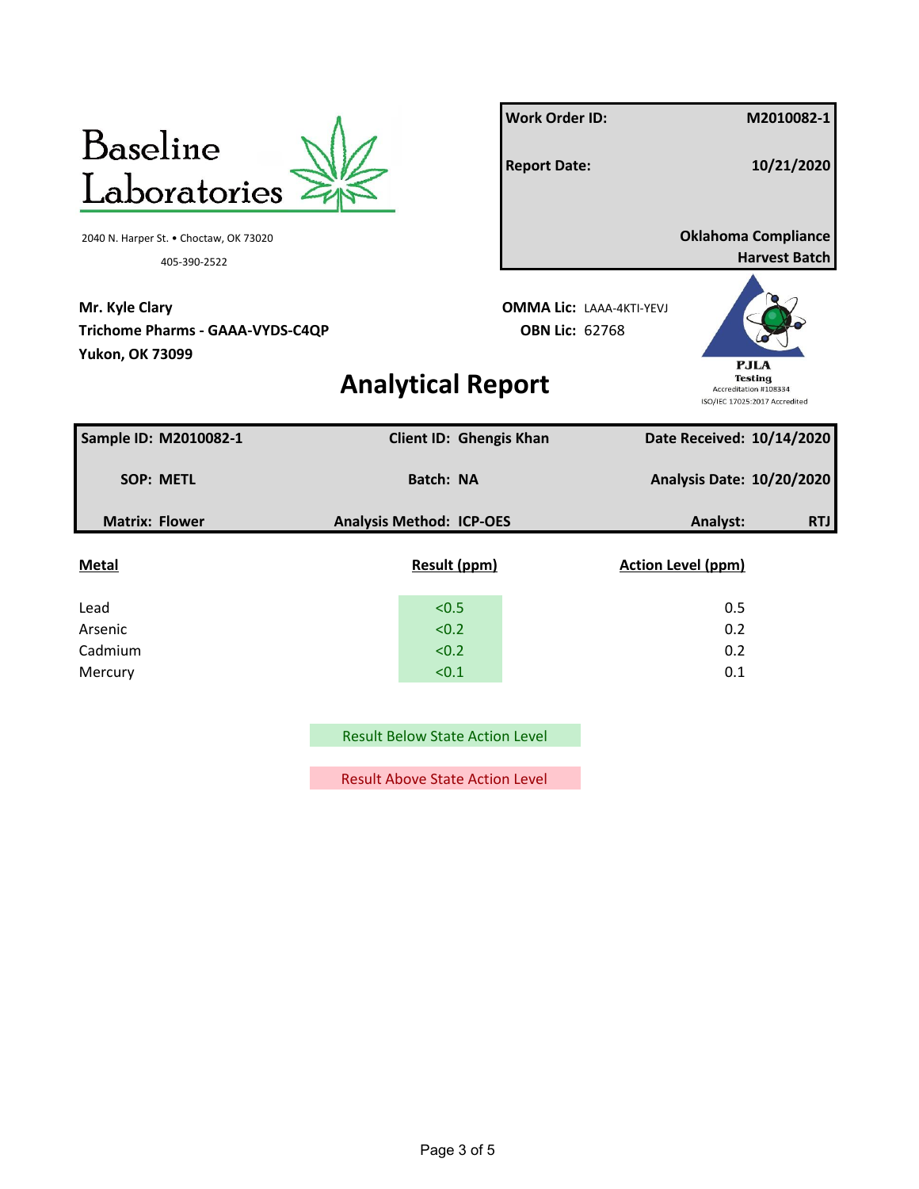Baseline Laboratories

2040 N. Harper St. • Choctaw, OK 73020

405-390-2522

| Work Order ID: | M2010082-1 |
|---|---|
| Report Date: | 10/21/2020 |
| | Oklahoma Compliance Harvest Batch |

**Mr. Kyle Clary**
**Trichome Pharms - GAAA-VYDS-C4QP**
**Yukon, OK 73099**

**OMMA Lic:** LAAA-4KTI-YEVJ
**OBN Lic:** 62768

PJLA Testing
Accreditation #108334
ISO/IEC 17025:2017 Accredited

# Analytical Report

| Sample ID: M2010082-1 | Client ID: Ghengis Khan | Date Received: 10/14/2020 |
|---|---|---|
| SOP: METL | Batch: NA | Analysis Date: 10/20/2020 |
| Matrix: Flower | Analysis Method: ICP-OES | Analyst: RTJ |

| Metal | Result (ppm) | Action Level (ppm) |
|---|---|---|
| Lead | <0.5 | 0.5 |
| Arsenic | <0.2 | 0.2 |
| Cadmium | <0.2 | 0.2 |
| Mercury | <0.1 | 0.1 |

Result Below State Action Level

Result Above State Action Level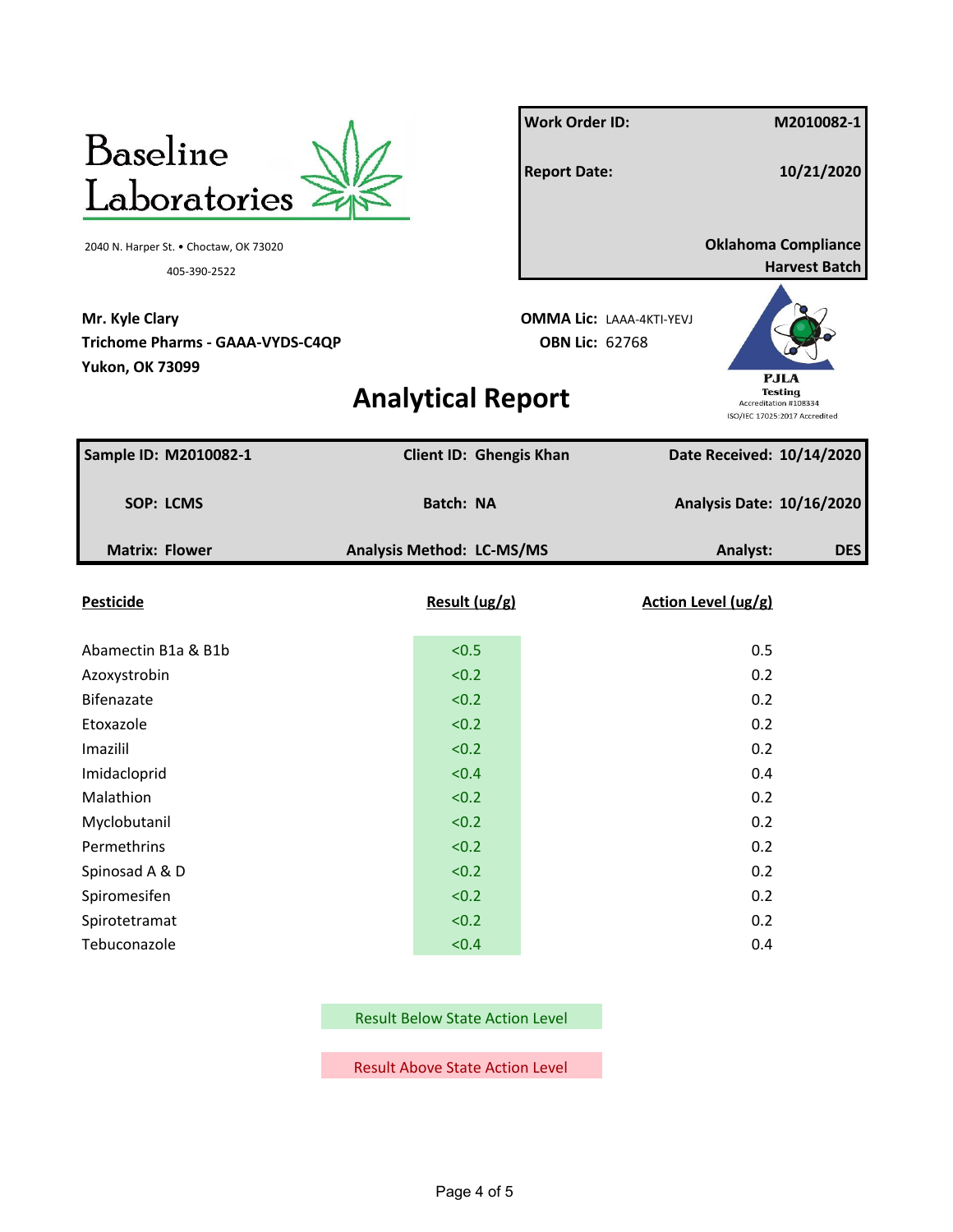Baseline Laboratories

2040 N. Harper St. • Choctaw, OK 73020

405-390-2522

| | |
|---|---|
| **Work Order ID:** | **M2010082-1** |
| **Report Date:** | **10/21/2020** |
| | **Oklahoma Compliance Harvest Batch** |

**Mr. Kyle Clary**
**Trichome Pharms - GAAA-VYDS-C4QP**
**Yukon, OK 73099**

**OMMA Lic:** LAAA-4KTI-YEVJ
**OBN Lic:** 62768

PJLA Testing
Accreditation #108334
ISO/IEC 17025:2017 Accredited

# Analytical Report

| | | |
|---|---|---|
| **Sample ID: M2010082-1** | **Client ID: Ghengis Khan** | **Date Received: 10/14/2020** |
| **SOP: LCMS** | **Batch: NA** | **Analysis Date: 10/16/2020** |
| **Matrix: Flower** | **Analysis Method: LC-MS/MS** | **Analyst: DES** |

| Pesticide | Result (ug/g) | Action Level (ug/g) |
|---|---|---|
| Abamectin B1a & B1b | <0.5 | 0.5 |
| Azoxystrobin | <0.2 | 0.2 |
| Bifenazate | <0.2 | 0.2 |
| Etoxazole | <0.2 | 0.2 |
| Imazilil | <0.2 | 0.2 |
| Imidacloprid | <0.4 | 0.4 |
| Malathion | <0.2 | 0.2 |
| Myclobutanil | <0.2 | 0.2 |
| Permethrins | <0.2 | 0.2 |
| Spinosad A & D | <0.2 | 0.2 |
| Spiromesifen | <0.2 | 0.2 |
| Spirotetramat | <0.2 | 0.2 |
| Tebuconazole | <0.4 | 0.4 |

Result Below State Action Level

Result Above State Action Level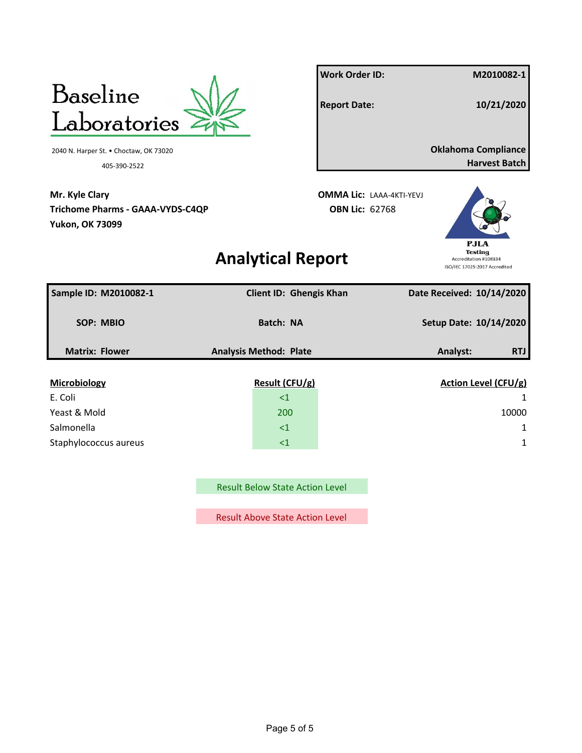Baseline Laboratories

2040 N. Harper St. • Choctaw, OK 73020

405-390-2522

| | |
|---|---|
| **Work Order ID:** | **M2010082-1** |
| **Report Date:** | **10/21/2020** |
| | **Oklahoma Compliance Harvest Batch** |

**Mr. Kyle Clary**
**Trichome Pharms - GAAA-VYDS-C4QP**
**Yukon, OK 73099**

**OMMA Lic:** LAAA-4KTI-YEVJ
**OBN Lic:** 62768

PJLA Testing
Accreditation #108334
ISO/IEC 17025:2017 Accredited

# Analytical Report

| | | |
|---|---|---|
| **Sample ID: M2010082-1** | **Client ID: Ghengis Khan** | **Date Received: 10/14/2020** |
| **SOP: MBIO** | **Batch: NA** | **Setup Date: 10/14/2020** |
| **Matrix: Flower** | **Analysis Method: Plate** | **Analyst: RTJ** |

| Microbiology | Result (CFU/g) | Action Level (CFU/g) |
|---|---|---|
| E. Coli | <1 | 1 |
| Yeast & Mold | 200 | 10000 |
| Salmonella | <1 | 1 |
| Staphylococcus aureus | <1 | 1 |

Result Below State Action Level

Result Above State Action Level